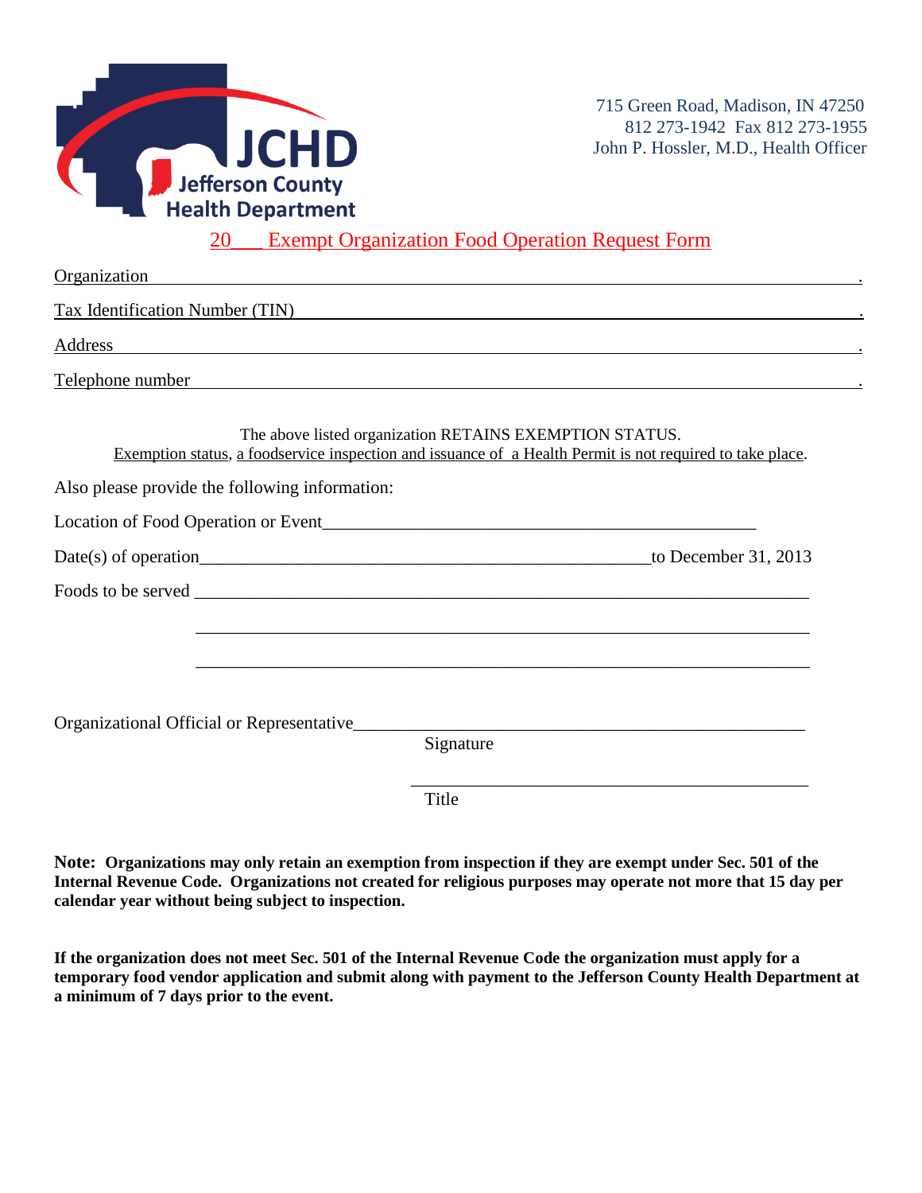JCHD
Jefferson County
Health Department

715 Green Road, Madison, IN 47250
812 273-1942 Fax 812 273-1955
John P. Hossler, M.D., Health Officer

# 20___ Exempt Organization Food Operation Request Form

Organization ______________________________________________________________.

Tax Identification Number (TIN) ____________________________________________.

Address __________________________________________________________________.

Telephone number _________________________________________________________.

The above listed organization RETAINS EXEMPTION STATUS.
Exemption status, a foodservice inspection and issuance of a Health Permit is not required to take place.

Also please provide the following information:

Location of Food Operation or Event__________________________________________________

Date(s) of operation____________________________________________________to December 31, 2013

Foods to be served ______________________________________________________________________

______________________________________________________________________

______________________________________________________________________

Organizational Official or Representative____________________________________________________
Signature

____________________________________________
Title

**Note: Organizations may only retain an exemption from inspection if they are exempt under Sec. 501 of the Internal Revenue Code. Organizations not created for religious purposes may operate not more that 15 day per calendar year without being subject to inspection.**

**If the organization does not meet Sec. 501 of the Internal Revenue Code the organization must apply for a temporary food vendor application and submit along with payment to the Jefferson County Health Department at a minimum of 7 days prior to the event.**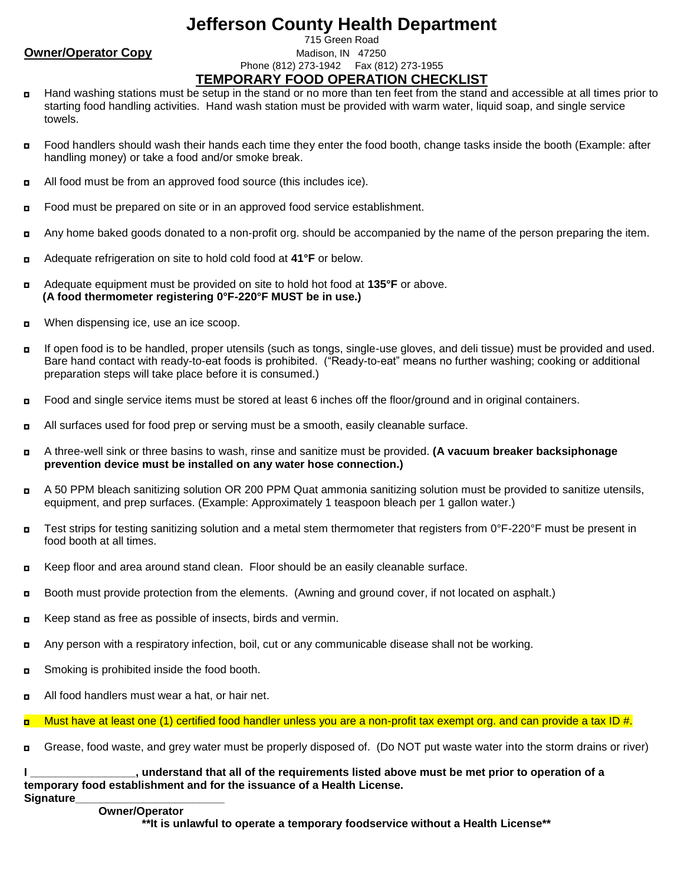# Jefferson County Health Department

**Owner/Operator Copy**

715 Green Road
Madison, IN 47250
Phone (812) 273-1942 Fax (812) 273-1955

## TEMPORARY FOOD OPERATION CHECKLIST

- Hand washing stations must be setup in the stand or no more than ten feet from the stand and accessible at all times prior to starting food handling activities. Hand wash station must be provided with warm water, liquid soap, and single service towels.
- Food handlers should wash their hands each time they enter the food booth, change tasks inside the booth (Example: after handling money) or take a food and/or smoke break.
- All food must be from an approved food source (this includes ice).
- Food must be prepared on site or in an approved food service establishment.
- Any home baked goods donated to a non-profit org. should be accompanied by the name of the person preparing the item.
- Adequate refrigeration on site to hold cold food at **41°F** or below.
- Adequate equipment must be provided on site to hold hot food at **135°F** or above.
  **(A food thermometer registering 0°F-220°F MUST be in use.)**
- When dispensing ice, use an ice scoop.
- If open food is to be handled, proper utensils (such as tongs, single-use gloves, and deli tissue) must be provided and used. Bare hand contact with ready-to-eat foods is prohibited. ("Ready-to-eat" means no further washing; cooking or additional preparation steps will take place before it is consumed.)
- Food and single service items must be stored at least 6 inches off the floor/ground and in original containers.
- All surfaces used for food prep or serving must be a smooth, easily cleanable surface.
- A three-well sink or three basins to wash, rinse and sanitize must be provided. **(A vacuum breaker backsiphonage prevention device must be installed on any water hose connection.)**
- A 50 PPM bleach sanitizing solution OR 200 PPM Quat ammonia sanitizing solution must be provided to sanitize utensils, equipment, and prep surfaces. (Example: Approximately 1 teaspoon bleach per 1 gallon water.)
- Test strips for testing sanitizing solution and a metal stem thermometer that registers from 0°F-220°F must be present in food booth at all times.
- Keep floor and area around stand clean. Floor should be an easily cleanable surface.
- Booth must provide protection from the elements. (Awning and ground cover, if not located on asphalt.)
- Keep stand as free as possible of insects, birds and vermin.
- Any person with a respiratory infection, boil, cut or any communicable disease shall not be working.
- Smoking is prohibited inside the food booth.
- All food handlers must wear a hat, or hair net.
- Must have at least one (1) certified food handler unless you are a non-profit tax exempt org. and can provide a tax ID #.
- Grease, food waste, and grey water must be properly disposed of. (Do NOT put waste water into the storm drains or river)

**I \_\_\_\_\_\_\_\_\_\_\_\_\_\_\_\_\_, understand that all of the requirements listed above must be met prior to operation of a temporary food establishment and for the issuance of a Health License.**

**Signature\_\_\_\_\_\_\_\_\_\_\_\_\_\_\_\_\_\_\_\_\_\_\_\_**

**Owner/Operator**

**\*\*It is unlawful to operate a temporary foodservice without a Health License\*\***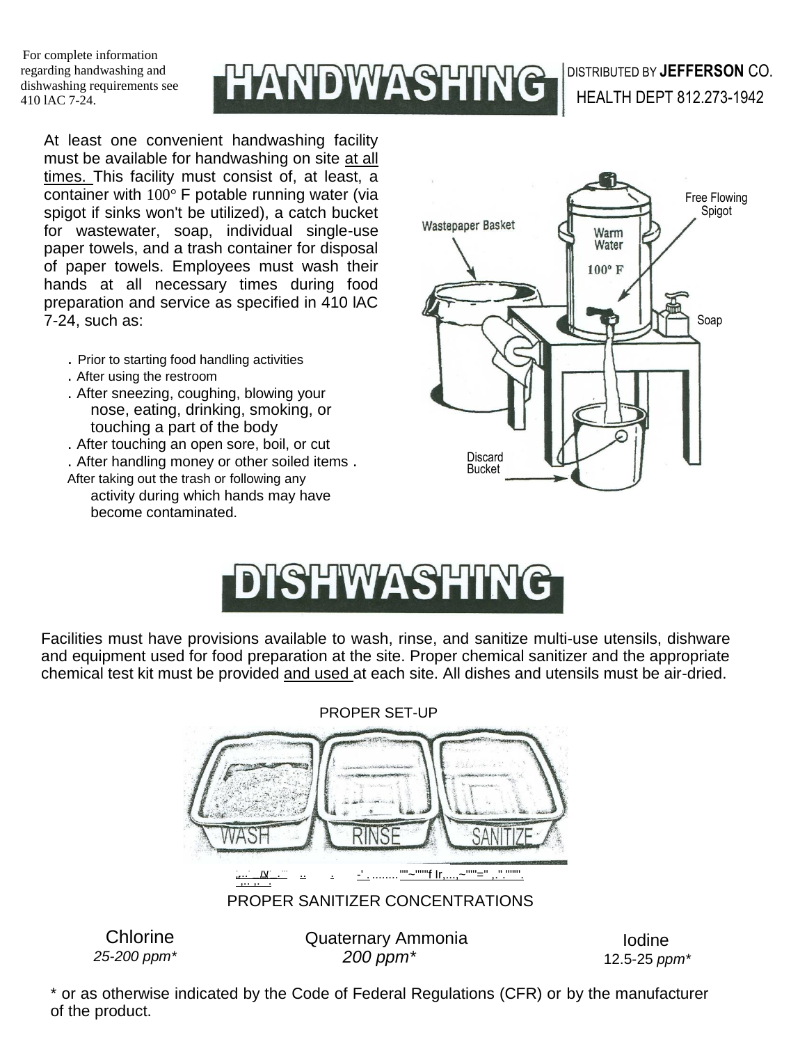For complete information regarding handwashing and dishwashing requirements see 410 IAC 7-24.

# HANDWASHING

DISTRIBUTED BY **JEFFERSON** CO. HEALTH DEPT 812.273-1942

At least one convenient handwashing facility must be available for handwashing on site at all times. This facility must consist of, at least, a container with 100° F potable running water (via spigot if sinks won't be utilized), a catch bucket for wastewater, soap, individual single-use paper towels, and a trash container for disposal of paper towels. Employees must wash their hands at all necessary times during food preparation and service as specified in 410 IAC 7-24, such as:

- Prior to starting food handling activities
- After using the restroom
- After sneezing, coughing, blowing your nose, eating, drinking, smoking, or touching a part of the body
- After touching an open sore, boil, or cut
- After handling money or other soiled items
- After taking out the trash or following any activity during which hands may have become contaminated.

Free Flowing Spigot

Wastepaper Basket

Warm Water

100° F

Soap

Discard Bucket

# DISHWASHING

Facilities must have provisions available to wash, rinse, and sanitize multi-use utensils, dishware and equipment used for food preparation at the site. Proper chemical sanitizer and the appropriate chemical test kit must be provided and used at each site. All dishes and utensils must be air-dried.

PROPER SET-UP

WASH RINSE SANITIZE

PROPER SANITIZER CONCENTRATIONS

| Chlorine | Quaternary Ammonia | Iodine |
|---|---|---|
| *25-200 ppm** | *200 ppm** | 12.5-25 *ppm** |

\* or as otherwise indicated by the Code of Federal Regulations (CFR) or by the manufacturer of the product.